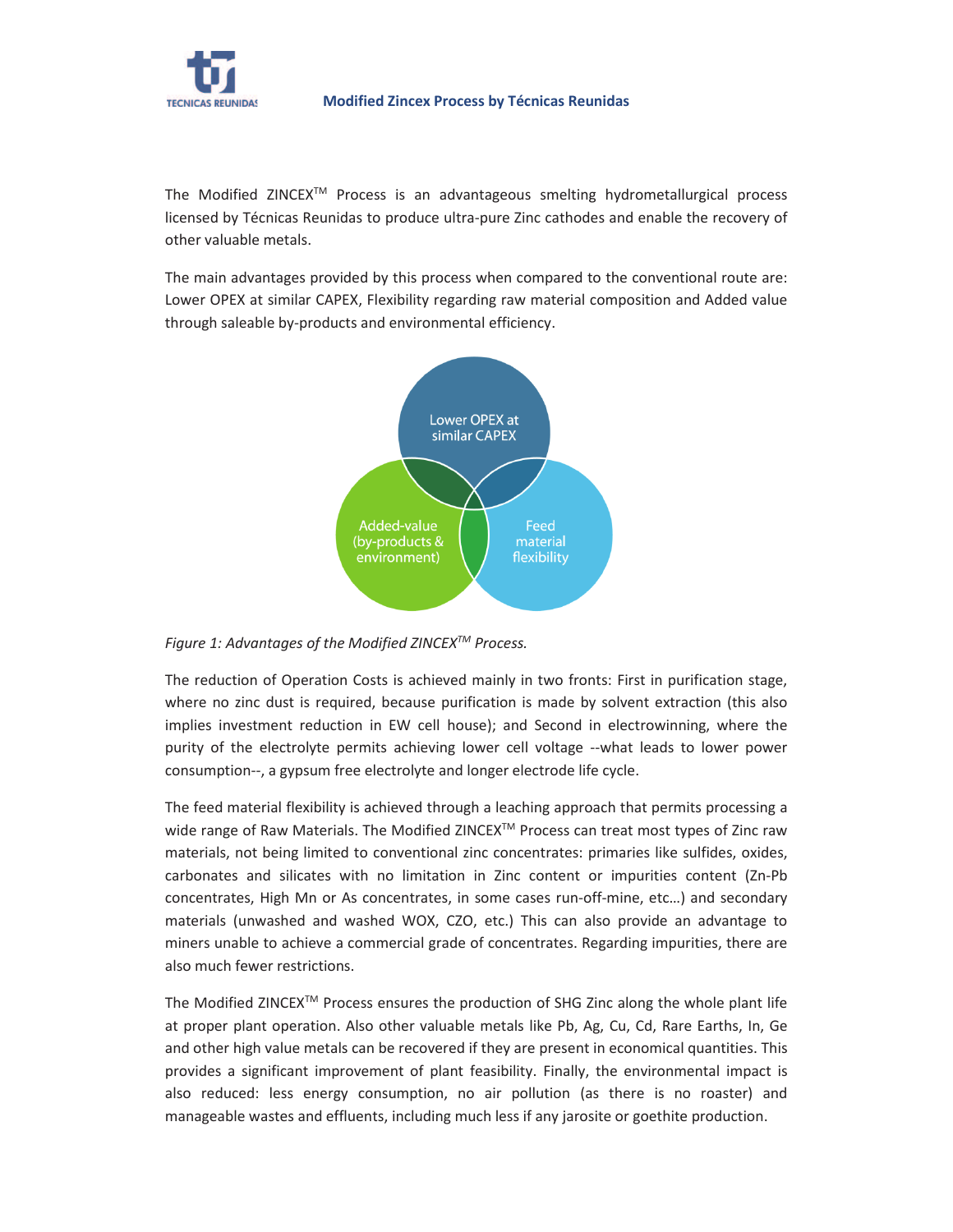# Modified Zincex Process by Técnicas Reunidas

The Modified ZINCEX™ Process is an advantageous smelting hydrometallurgical process licensed by Técnicas Reunidas to produce ultra-pure Zinc cathodes and enable the recovery of other valuable metals.

The main advantages provided by this process when compared to the conventional route are: Lower OPEX at similar CAPEX, Flexibility regarding raw material composition and Added value through saleable by-products and environmental efficiency.

Lower OPEX at similar CAPEX

Added-value (by-products & environment)

Feed material flexibility

*Figure 1: Advantages of the Modified ZINCEX™ Process.*

The reduction of Operation Costs is achieved mainly in two fronts: First in purification stage, where no zinc dust is required, because purification is made by solvent extraction (this also implies investment reduction in EW cell house); and Second in electrowinning, where the purity of the electrolyte permits achieving lower cell voltage --what leads to lower power consumption--, a gypsum free electrolyte and longer electrode life cycle.

The feed material flexibility is achieved through a leaching approach that permits processing a wide range of Raw Materials. The Modified ZINCEX™ Process can treat most types of Zinc raw materials, not being limited to conventional zinc concentrates: primaries like sulfides, oxides, carbonates and silicates with no limitation in Zinc content or impurities content (Zn-Pb concentrates, High Mn or As concentrates, in some cases run-off-mine, etc…) and secondary materials (unwashed and washed WOX, CZO, etc.) This can also provide an advantage to miners unable to achieve a commercial grade of concentrates. Regarding impurities, there are also much fewer restrictions.

The Modified ZINCEX™ Process ensures the production of SHG Zinc along the whole plant life at proper plant operation. Also other valuable metals like Pb, Ag, Cu, Cd, Rare Earths, In, Ge and other high value metals can be recovered if they are present in economical quantities. This provides a significant improvement of plant feasibility. Finally, the environmental impact is also reduced: less energy consumption, no air pollution (as there is no roaster) and manageable wastes and effluents, including much less if any jarosite or goethite production.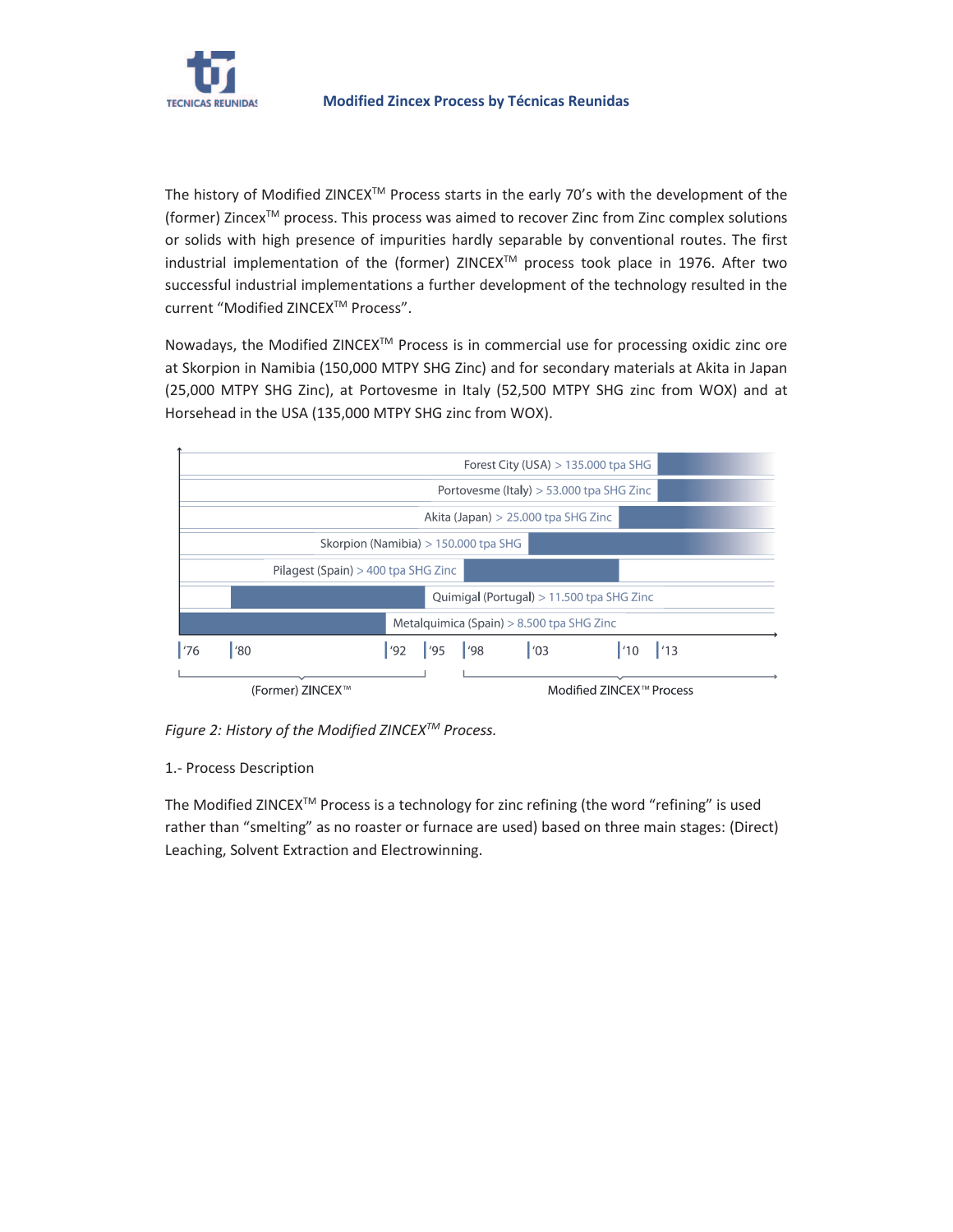The history of Modified ZINCEX™ Process starts in the early 70's with the development of the (former) Zincex™ process. This process was aimed to recover Zinc from Zinc complex solutions or solids with high presence of impurities hardly separable by conventional routes. The first industrial implementation of the (former) ZINCEX™ process took place in 1976. After two successful industrial implementations a further development of the technology resulted in the current "Modified ZINCEX™ Process".

Nowadays, the Modified ZINCEX™ Process is in commercial use for processing oxidic zinc ore at Skorpion in Namibia (150,000 MTPY SHG Zinc) and for secondary materials at Akita in Japan (25,000 MTPY SHG Zinc), at Portovesme in Italy (52,500 MTPY SHG zinc from WOX) and at Horsehead in the USA (135,000 MTPY SHG zinc from WOX).

Forest City (USA) > 135.000 tpa SHG

Portovesme (Italy) > 53.000 tpa SHG Zinc

Akita (Japan) > 25.000 tpa SHG Zinc

Skorpion (Namibia) > 150.000 tpa SHG

Pilagest (Spain) > 400 tpa SHG Zinc

Quimigal (Portugal) > 11.500 tpa SHG Zinc

Metalquimica (Spain) > 8.500 tpa SHG Zinc

'76 '80 '92 '95 '98 '03 '10 '13

(Former) ZINCEX™

Modified ZINCEX™ Process

*Figure 2: History of the Modified ZINCEX™ Process.*

1.- Process Description

The Modified ZINCEX™ Process is a technology for zinc refining (the word "refining" is used rather than "smelting" as no roaster or furnace are used) based on three main stages: (Direct) Leaching, Solvent Extraction and Electrowinning.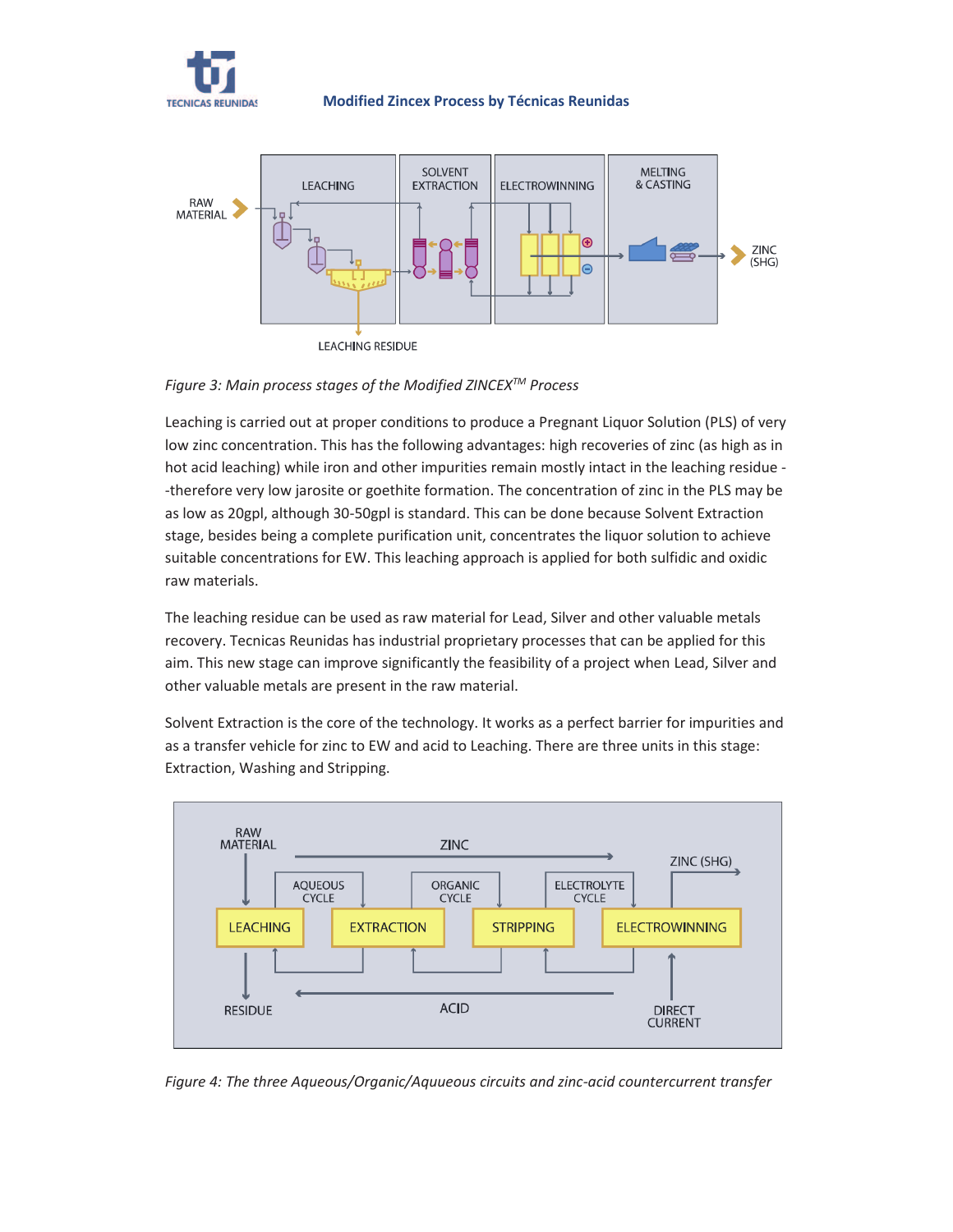LEACHING

SOLVENT EXTRACTION

ELECTROWINNING

MELTING & CASTING

RAW MATERIAL

ZINC (SHG)

LEACHING RESIDUE

*Figure 3: Main process stages of the Modified ZINCEX$^{TM}$ Process*

Leaching is carried out at proper conditions to produce a Pregnant Liquor Solution (PLS) of very low zinc concentration. This has the following advantages: high recoveries of zinc (as high as in hot acid leaching) while iron and other impurities remain mostly intact in the leaching residue --therefore very low jarosite or goethite formation. The concentration of zinc in the PLS may be as low as 20gpl, although 30-50gpl is standard. This can be done because Solvent Extraction stage, besides being a complete purification unit, concentrates the liquor solution to achieve suitable concentrations for EW. This leaching approach is applied for both sulfidic and oxidic raw materials.

The leaching residue can be used as raw material for Lead, Silver and other valuable metals recovery. Tecnicas Reunidas has industrial proprietary processes that can be applied for this aim. This new stage can improve significantly the feasibility of a project when Lead, Silver and other valuable metals are present in the raw material.

Solvent Extraction is the core of the technology. It works as a perfect barrier for impurities and as a transfer vehicle for zinc to EW and acid to Leaching. There are three units in this stage: Extraction, Washing and Stripping.

RAW MATERIAL

ZINC

ZINC (SHG)

AQUEOUS CYCLE

ORGANIC CYCLE

ELECTROLYTE CYCLE

LEACHING

EXTRACTION

STRIPPING

ELECTROWINNING

RESIDUE

ACID

DIRECT CURRENT

*Figure 4: The three Aqueous/Organic/Aquueous circuits and zinc-acid countercurrent transfer*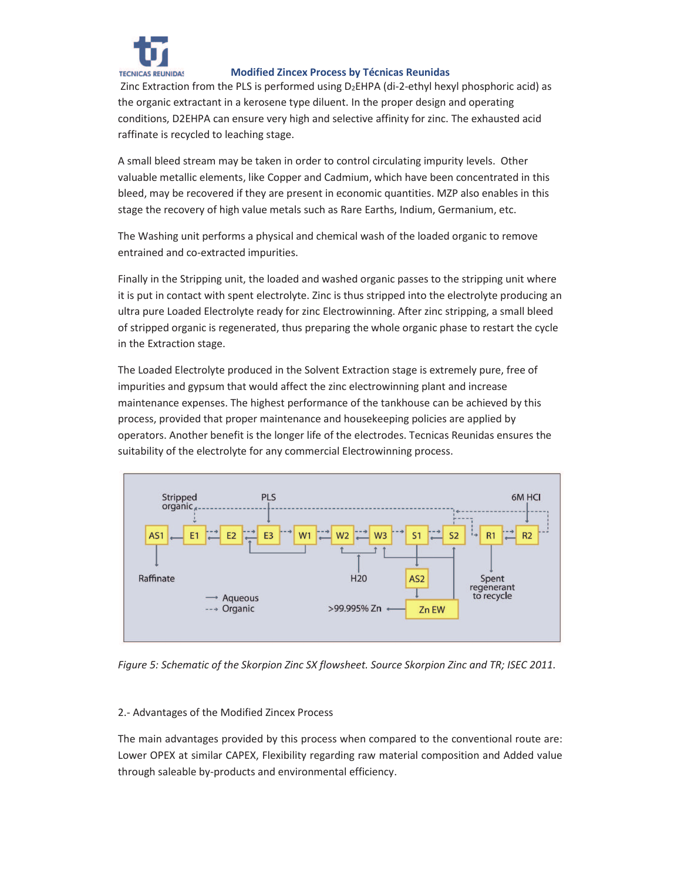**Modified Zincex Process by Técnicas Reunidas**

Zinc Extraction from the PLS is performed using $D_2EHPA$ (di-2-ethyl hexyl phosphoric acid) as the organic extractant in a kerosene type diluent. In the proper design and operating conditions, D2EHPA can ensure very high and selective affinity for zinc. The exhausted acid raffinate is recycled to leaching stage.

A small bleed stream may be taken in order to control circulating impurity levels. Other valuable metallic elements, like Copper and Cadmium, which have been concentrated in this bleed, may be recovered if they are present in economic quantities. MZP also enables in this stage the recovery of high value metals such as Rare Earths, Indium, Germanium, etc.

The Washing unit performs a physical and chemical wash of the loaded organic to remove entrained and co-extracted impurities.

Finally in the Stripping unit, the loaded and washed organic passes to the stripping unit where it is put in contact with spent electrolyte. Zinc is thus stripped into the electrolyte producing an ultra pure Loaded Electrolyte ready for zinc Electrowinning. After zinc stripping, a small bleed of stripped organic is regenerated, thus preparing the whole organic phase to restart the cycle in the Extraction stage.

The Loaded Electrolyte produced in the Solvent Extraction stage is extremely pure, free of impurities and gypsum that would affect the zinc electrowinning plant and increase maintenance expenses. The highest performance of the tankhouse can be achieved by this process, provided that proper maintenance and housekeeping policies are applied by operators. Another benefit is the longer life of the electrodes. Tecnicas Reunidas ensures the suitability of the electrolyte for any commercial Electrowinning process.

Stripped organic
PLS
6M HCl
AS1
E1
E2
E3
W1
W2
W3
S1
S2
R1
R2
Raffinate
H20
AS2
Spent regenerant to recycle
→ Aqueous
--→ Organic
>99.995% Zn
Zn EW

*Figure 5: Schematic of the Skorpion Zinc SX flowsheet. Source Skorpion Zinc and TR; ISEC 2011.*

2.- Advantages of the Modified Zincex Process

The main advantages provided by this process when compared to the conventional route are: Lower OPEX at similar CAPEX, Flexibility regarding raw material composition and Added value through saleable by-products and environmental efficiency.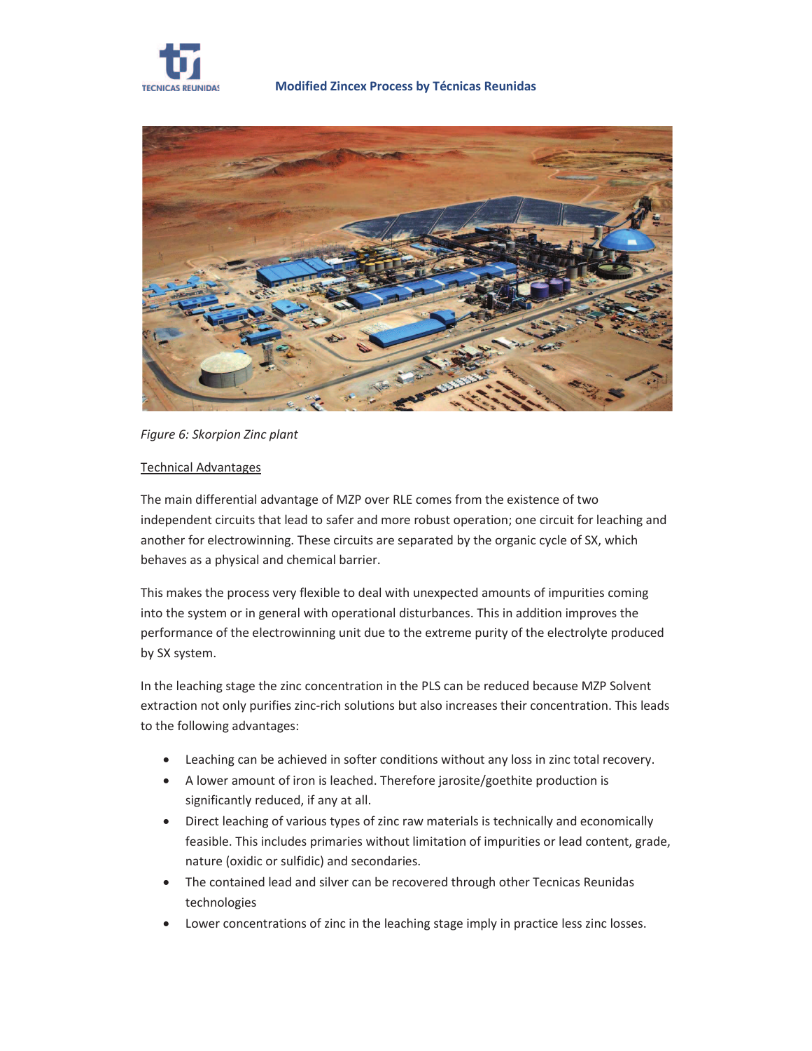*Figure 6: Skorpion Zinc plant*

Technical Advantages

The main differential advantage of MZP over RLE comes from the existence of two independent circuits that lead to safer and more robust operation; one circuit for leaching and another for electrowinning. These circuits are separated by the organic cycle of SX, which behaves as a physical and chemical barrier.

This makes the process very flexible to deal with unexpected amounts of impurities coming into the system or in general with operational disturbances. This in addition improves the performance of the electrowinning unit due to the extreme purity of the electrolyte produced by SX system.

In the leaching stage the zinc concentration in the PLS can be reduced because MZP Solvent extraction not only purifies zinc-rich solutions but also increases their concentration. This leads to the following advantages:

- Leaching can be achieved in softer conditions without any loss in zinc total recovery.
- A lower amount of iron is leached. Therefore jarosite/goethite production is significantly reduced, if any at all.
- Direct leaching of various types of zinc raw materials is technically and economically feasible. This includes primaries without limitation of impurities or lead content, grade, nature (oxidic or sulfidic) and secondaries.
- The contained lead and silver can be recovered through other Tecnicas Reunidas technologies
- Lower concentrations of zinc in the leaching stage imply in practice less zinc losses.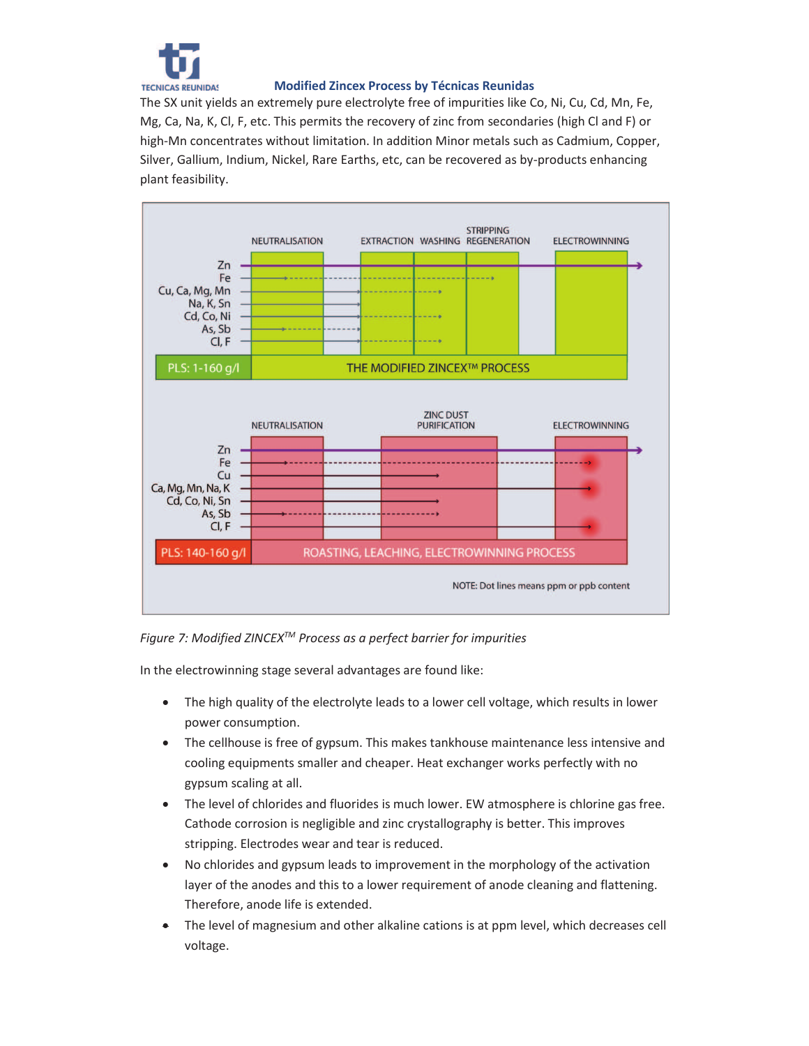### Modified Zincex Process by Técnicas Reunidas

The SX unit yields an extremely pure electrolyte free of impurities like Co, Ni, Cu, Cd, Mn, Fe, Mg, Ca, Na, K, Cl, F, etc. This permits the recovery of zinc from secondaries (high Cl and F) or high-Mn concentrates without limitation. In addition Minor metals such as Cadmium, Copper, Silver, Gallium, Indium, Nickel, Rare Earths, etc, can be recovered as by-products enhancing plant feasibility.

NEUTRALISATION
EXTRACTION
WASHING
STRIPPING REGENERATION
ELECTROWINNING
Zn
Fe
Cu, Ca, Mg, Mn
Na, K, Sn
Cd, Co, Ni
As, Sb
Cl, F
PLS: 1-160 g/l
THE MODIFIED ZINCEX™ PROCESS

NEUTRALISATION
ZINC DUST PURIFICATION
ELECTROWINNING
Zn
Fe
Cu
Ca, Mg, Mn, Na, K
Cd, Co, Ni, Sn
As, Sb
Cl, F
PLS: 140-160 g/l
ROASTING, LEACHING, ELECTROWINNING PROCESS

NOTE: Dot lines means ppm or ppb content

*Figure 7: Modified ZINCEX™ Process as a perfect barrier for impurities*

In the electrowinning stage several advantages are found like:

- The high quality of the electrolyte leads to a lower cell voltage, which results in lower power consumption.
- The cellhouse is free of gypsum. This makes tankhouse maintenance less intensive and cooling equipments smaller and cheaper. Heat exchanger works perfectly with no gypsum scaling at all.
- The level of chlorides and fluorides is much lower. EW atmosphere is chlorine gas free. Cathode corrosion is negligible and zinc crystallography is better. This improves stripping. Electrodes wear and tear is reduced.
- No chlorides and gypsum leads to improvement in the morphology of the activation layer of the anodes and this to a lower requirement of anode cleaning and flattening. Therefore, anode life is extended.
- The level of magnesium and other alkaline cations is at ppm level, which decreases cell voltage.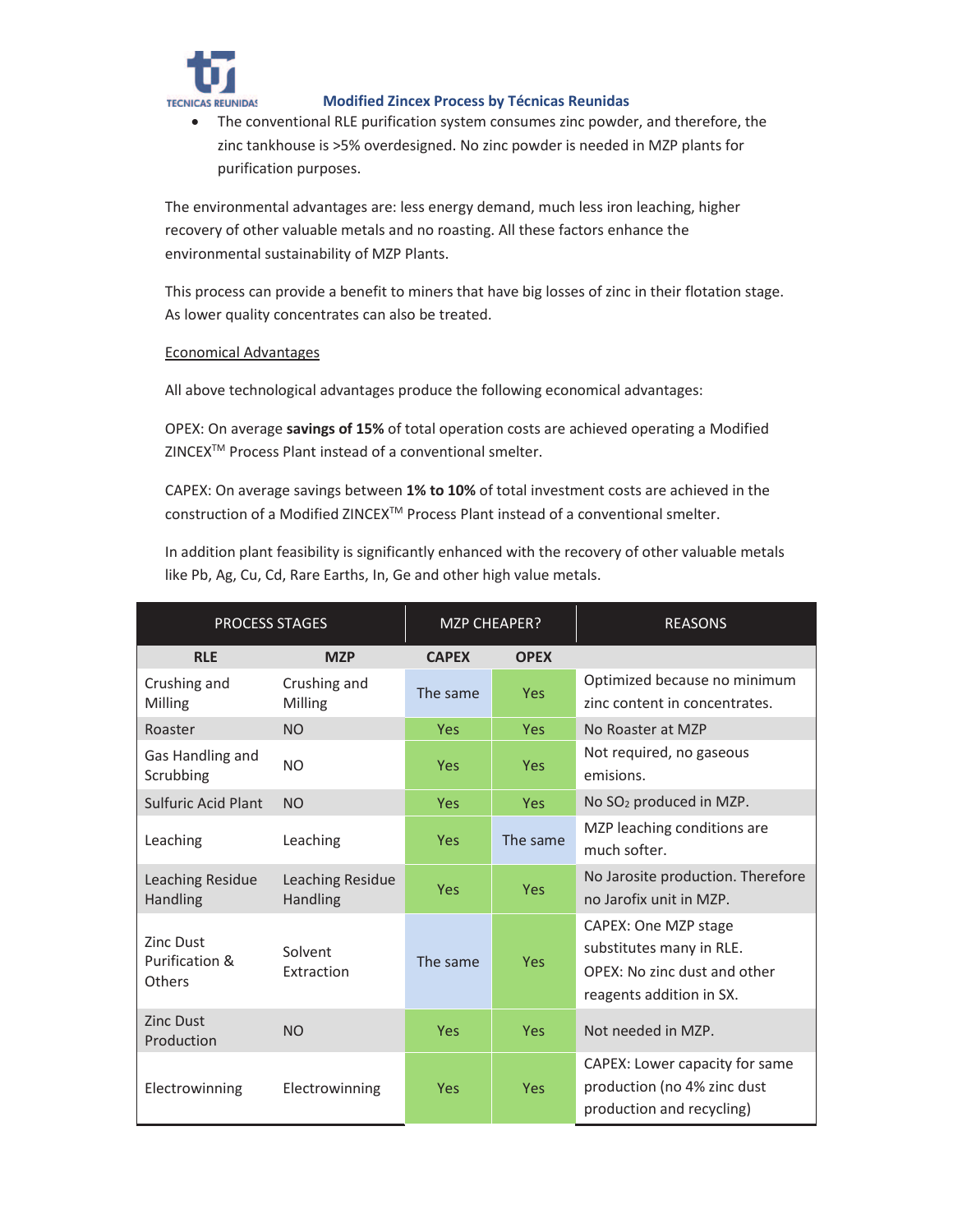- The conventional RLE purification system consumes zinc powder, and therefore, the zinc tankhouse is >5% overdesigned. No zinc powder is needed in MZP plants for purification purposes.

The environmental advantages are: less energy demand, much less iron leaching, higher recovery of other valuable metals and no roasting. All these factors enhance the environmental sustainability of MZP Plants.

This process can provide a benefit to miners that have big losses of zinc in their flotation stage. As lower quality concentrates can also be treated.

Economical Advantages

All above technological advantages produce the following economical advantages:

OPEX: On average **savings of 15%** of total operation costs are achieved operating a Modified ZINCEX™ Process Plant instead of a conventional smelter.

CAPEX: On average savings between **1% to 10%** of total investment costs are achieved in the construction of a Modified ZINCEX™ Process Plant instead of a conventional smelter.

In addition plant feasibility is significantly enhanced with the recovery of other valuable metals like Pb, Ag, Cu, Cd, Rare Earths, In, Ge and other high value metals.

| PROCESS STAGES | | MZP CHEAPER? | | REASONS |
|---|---|---|---|---|
| **RLE** | **MZP** | **CAPEX** | **OPEX** | |
| Crushing and Milling | Crushing and Milling | The same | Yes | Optimized because no minimum zinc content in concentrates. |
| Roaster | NO | Yes | Yes | No Roaster at MZP |
| Gas Handling and Scrubbing | NO | Yes | Yes | Not required, no gaseous emisions. |
| Sulfuric Acid Plant | NO | Yes | Yes | No $SO_2$ produced in MZP. |
| Leaching | Leaching | Yes | The same | MZP leaching conditions are much softer. |
| Leaching Residue Handling | Leaching Residue Handling | Yes | Yes | No Jarosite production. Therefore no Jarofix unit in MZP. |
| Zinc Dust Purification & Others | Solvent Extraction | The same | Yes | CAPEX: One MZP stage substitutes many in RLE. OPEX: No zinc dust and other reagents addition in SX. |
| Zinc Dust Production | NO | Yes | Yes | Not needed in MZP. |
| Electrowinning | Electrowinning | Yes | Yes | CAPEX: Lower capacity for same production (no 4% zinc dust production and recycling) |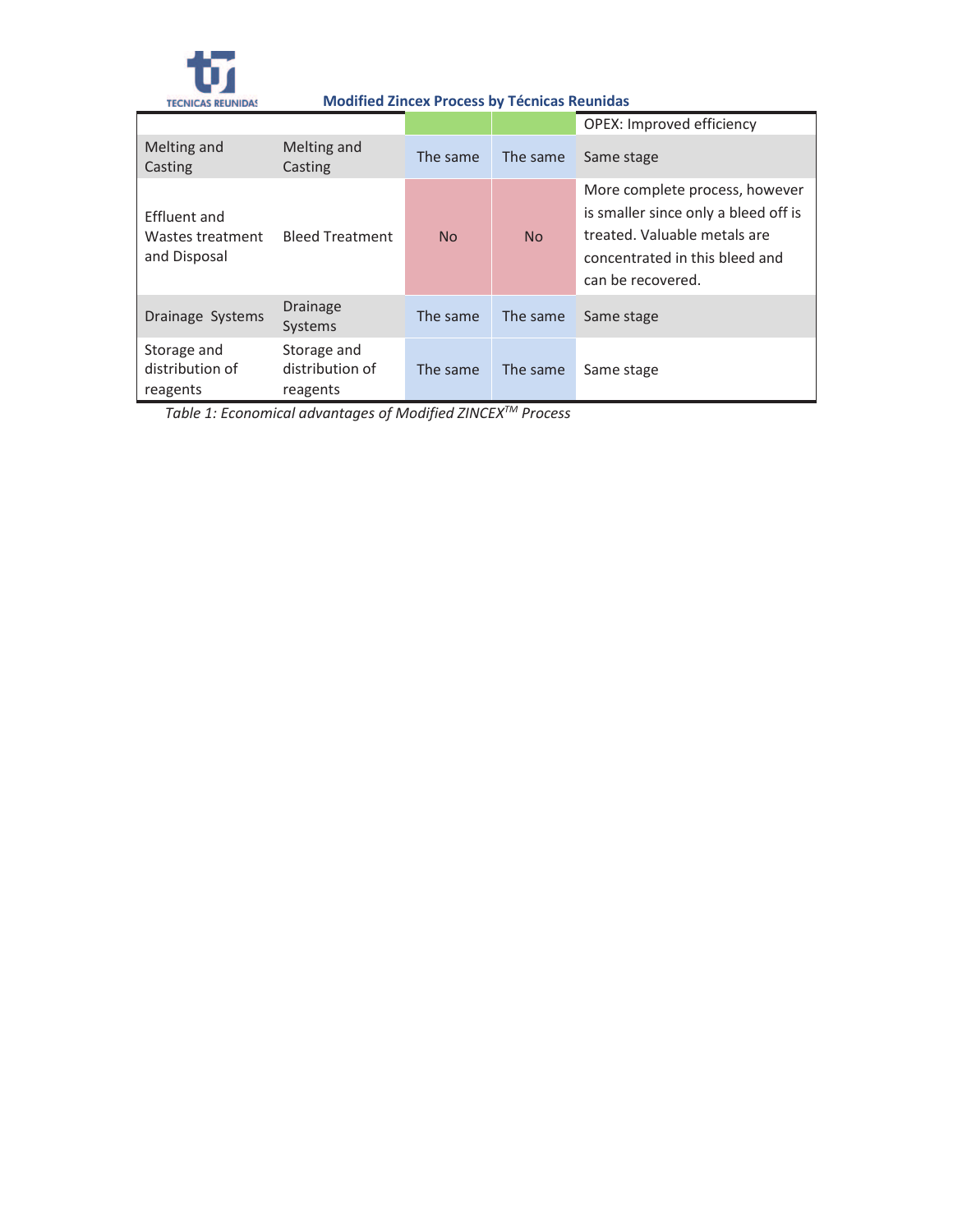| | | | | |
|---|---|---|---|---|
| | | | | OPEX: Improved efficiency |
| Melting and Casting | Melting and Casting | The same | The same | Same stage |
| Effluent and Wastes treatment and Disposal | Bleed Treatment | No | No | More complete process, however is smaller since only a bleed off is treated. Valuable metals are concentrated in this bleed and can be recovered. |
| Drainage Systems | Drainage Systems | The same | The same | Same stage |
| Storage and distribution of reagents | Storage and distribution of reagents | The same | The same | Same stage |

*Table 1: Economical advantages of Modified ZINCEX™ Process*